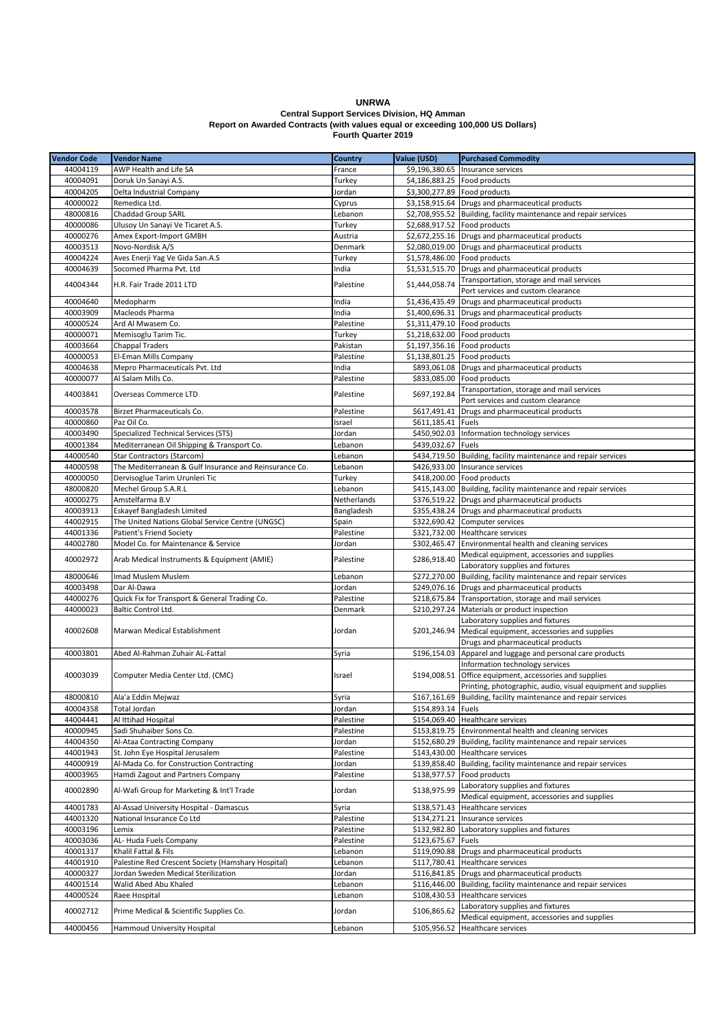**UNRWA**

**Central Support Services Division, HQ Amman**

**Report on Awarded Contracts (with values equal or exceeding 100,000 US Dollars)**

**Fourth Quarter 2019**

| Vendor Code | Vendor Name | Country | Value (USD) | Purchased Commodity |
|---|---|---|---|---|
| 44004119 | AWP Health and Life SA | France | $9,196,380.65 | Insurance services |
| 40004091 | Doruk Un Sanayi A.S. | Turkey | $4,186,883.25 | Food products |
| 40004205 | Delta Industrial Company | Jordan | $3,300,277.89 | Food products |
| 40000022 | Remedica Ltd. | Cyprus | $3,158,915.64 | Drugs and pharmaceutical products |
| 48000816 | Chaddad Group SARL | Lebanon | $2,708,955.52 | Building, facility maintenance and repair services |
| 40000086 | Ulusoy Un Sanayi Ve Ticaret A.S. | Turkey | $2,688,917.52 | Food products |
| 40000276 | Amex Export-Import GMBH | Austria | $2,672,255.16 | Drugs and pharmaceutical products |
| 40003513 | Novo-Nordisk A/S | Denmark | $2,080,019.00 | Drugs and pharmaceutical products |
| 40004224 | Aves Enerji Yag Ve Gida San.A.S | Turkey | $1,578,486.00 | Food products |
| 40004639 | Socomed Pharma Pvt. Ltd | India | $1,531,515.70 | Drugs and pharmaceutical products |
| 44004344 | H.R. Fair Trade 2011 LTD | Palestine | $1,444,058.74 | Transportation, storage and mail services<br>Port services and custom clearance |
| 40004640 | Medopharm | India | $1,436,435.49 | Drugs and pharmaceutical products |
| 40003909 | Macleods Pharma | India | $1,400,696.31 | Drugs and pharmaceutical products |
| 40000524 | Ard Al Mwasem Co. | Palestine | $1,311,479.10 | Food products |
| 40000071 | Memisoglu Tarim Tic. | Turkey | $1,218,632.00 | Food products |
| 40003664 | Chappal Traders | Pakistan | $1,197,356.16 | Food products |
| 40000053 | El-Eman Mills Company | Palestine | $1,138,801.25 | Food products |
| 40004638 | Mepro Pharmaceuticals Pvt. Ltd | India | $893,061.08 | Drugs and pharmaceutical products |
| 40000077 | Al Salam Mills Co. | Palestine | $833,085.00 | Food products |
| 44003841 | Overseas Commerce LTD | Palestine | $697,192.84 | Transportation, storage and mail services<br>Port services and custom clearance |
| 40003578 | Birzet Pharmaceuticals Co. | Palestine | $617,491.41 | Drugs and pharmaceutical products |
| 40000860 | Paz Oil Co. | Israel | $611,185.41 | Fuels |
| 40003490 | Specialized Technical Services (STS) | Jordan | $450,902.03 | Information technology services |
| 40001384 | Mediterranean Oil Shipping & Transport Co. | Lebanon | $439,032.67 | Fuels |
| 44000540 | Star Contractors (Starcom) | Lebanon | $434,719.50 | Building, facility maintenance and repair services |
| 44000598 | The Mediterranean & Gulf Insurance and Reinsurance Co. | Lebanon | $426,933.00 | Insurance services |
| 40000050 | Dervisoglue Tarim Urunleri Tic | Turkey | $418,200.00 | Food products |
| 48000820 | Mechel Group S.A.R.L | Lebanon | $415,143.00 | Building, facility maintenance and repair services |
| 40000275 | Amstelfarma B.V | Netherlands | $376,519.22 | Drugs and pharmaceutical products |
| 40003913 | Eskayef Bangladesh Limited | Bangladesh | $355,438.24 | Drugs and pharmaceutical products |
| 44002915 | The United Nations Global Service Centre (UNGSC) | Spain | $322,690.42 | Computer services |
| 44001336 | Patient's Friend Society | Palestine | $321,732.00 | Healthcare services |
| 44002780 | Model Co. for Maintenance & Service | Jordan | $302,465.47 | Environmental health and cleaning services |
| 40002972 | Arab Medical Instruments & Equipment (AMIE) | Palestine | $286,918.40 | Medical equipment, accessories and supplies<br>Laboratory supplies and fixtures |
| 48000646 | Imad Muslem Muslem | Lebanon | $272,270.00 | Building, facility maintenance and repair services |
| 40003498 | Dar Al-Dawa | Jordan | $249,076.16 | Drugs and pharmaceutical products |
| 44000276 | Quick Fix for Transport & General Trading Co. | Palestine | $218,675.84 | Transportation, storage and mail services |
| 44000023 | Baltic Control Ltd. | Denmark | $210,297.24 | Materials or product inspection |
| 40002608 | Marwan Medical Establishment | Jordan | $201,246.94 | Laboratory supplies and fixtures<br>Medical equipment, accessories and supplies<br>Drugs and pharmaceutical products |
| 40003801 | Abed Al-Rahman Zuhair AL-Fattal | Syria | $196,154.03 | Apparel and luggage and personal care products |
| 40003039 | Computer Media Center Ltd. (CMC) | Israel | $194,008.51 | Information technology services<br>Office equipment, accessories and supplies<br>Printing, photographic, audio, visual equipment and supplies |
| 48000810 | Ala'a Eddin Mejwaz | Syria | $167,161.69 | Building, facility maintenance and repair services |
| 40004358 | Total Jordan | Jordan | $154,893.14 | Fuels |
| 44004441 | Al Ittihad Hospital | Palestine | $154,069.40 | Healthcare services |
| 40000945 | Sadi Shuhaiber Sons Co. | Palestine | $153,819.75 | Environmental health and cleaning services |
| 44004350 | Al-Ataa Contracting Company | Jordan | $152,680.29 | Building, facility maintenance and repair services |
| 44001943 | St. John Eye Hospital Jerusalem | Palestine | $143,430.00 | Healthcare services |
| 44000919 | Al-Mada Co. for Construction Contracting | Jordan | $139,858.40 | Building, facility maintenance and repair services |
| 40003965 | Hamdi Zagout and Partners Company | Palestine | $138,977.57 | Food products |
| 40002890 | Al-Wafi Group for Marketing & Int'l Trade | Jordan | $138,975.99 | Laboratory supplies and fixtures<br>Medical equipment, accessories and supplies |
| 44001783 | Al-Assad University Hospital - Damascus | Syria | $138,571.43 | Healthcare services |
| 44001320 | National Insurance Co Ltd | Palestine | $134,271.21 | Insurance services |
| 40003196 | Lemix | Palestine | $132,982.80 | Laboratory supplies and fixtures |
| 40003036 | AL- Huda Fuels Company | Palestine | $123,675.67 | Fuels |
| 40001317 | Khalil Fattal & Fils | Lebanon | $119,090.88 | Drugs and pharmaceutical products |
| 44001910 | Palestine Red Crescent Society (Hamshary Hospital) | Lebanon | $117,780.41 | Healthcare services |
| 40000327 | Jordan Sweden Medical Sterilization | Jordan | $116,841.85 | Drugs and pharmaceutical products |
| 44001514 | Walid Abed Abu Khaled | Lebanon | $116,446.00 | Building, facility maintenance and repair services |
| 44000524 | Raee Hospital | Lebanon | $108,430.53 | Healthcare services |
| 40002712 | Prime Medical & Scientific Supplies Co. | Jordan | $106,865.62 | Laboratory supplies and fixtures<br>Medical equipment, accessories and supplies |
| 44000456 | Hammoud University Hospital | Lebanon | $105,956.52 | Healthcare services |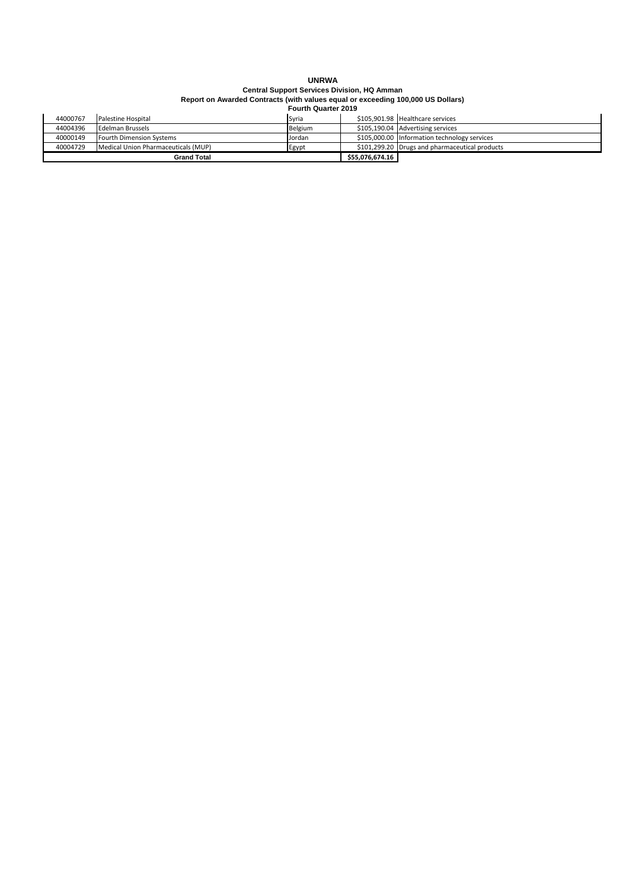**UNRWA**

**Central Support Services Division, HQ Amman**

**Report on Awarded Contracts (with values equal or exceeding 100,000 US Dollars)**

**Fourth Quarter 2019**

| | | | | |
|---|---|---|---|---|
| 44000767 | Palestine Hospital | Syria | $105,901.98 | Healthcare services |
| 44004396 | Edelman Brussels | Belgium | $105,190.04 | Advertising services |
| 40000149 | Fourth Dimension Systems | Jordan | $105,000.00 | Information technology services |
| 40004729 | Medical Union Pharmaceuticals (MUP) | Egypt | $101,299.20 | Drugs and pharmaceutical products |
| **Grand Total** | | | **$55,076,674.16** | |